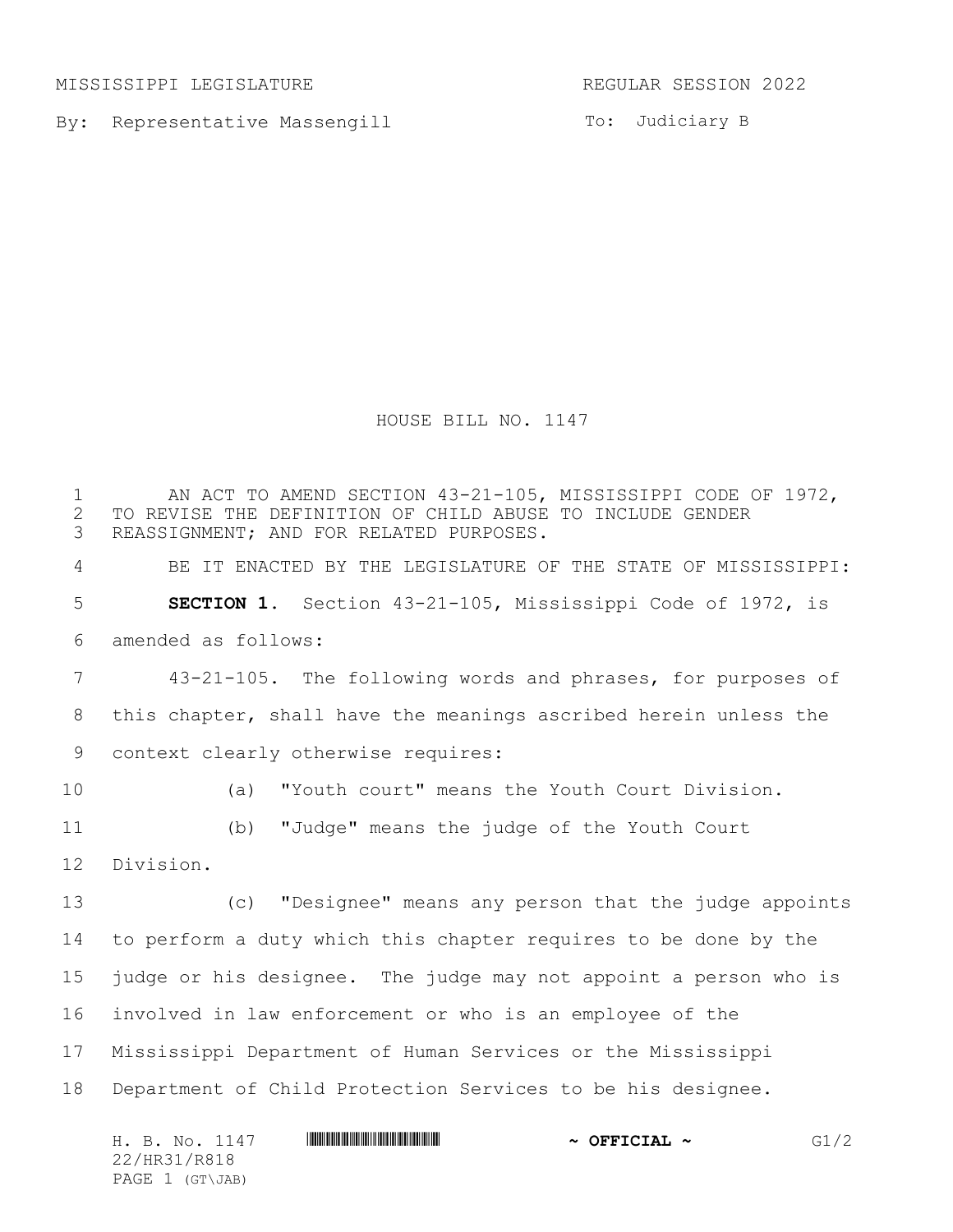MISSISSIPPI LEGISLATURE REGULAR SESSION 2022

By: Representative Massengill

To: Judiciary B

# HOUSE BILL NO. 1147

AN ACT TO AMEND SECTION 43-21-105, MISSISSIPPI CODE OF 1972, TO REVISE THE DEFINITION OF CHILD ABUSE TO INCLUDE GENDER REASSIGNMENT; AND FOR RELATED PURPOSES.

BE IT ENACTED BY THE LEGISLATURE OF THE STATE OF MISSISSIPPI:

**SECTION 1.** Section 43-21-105, Mississippi Code of 1972, is amended as follows:

43-21-105. The following words and phrases, for purposes of this chapter, shall have the meanings ascribed herein unless the context clearly otherwise requires:

(a) "Youth court" means the Youth Court Division.

(b) "Judge" means the judge of the Youth Court Division.

(c) "Designee" means any person that the judge appoints to perform a duty which this chapter requires to be done by the judge or his designee. The judge may not appoint a person who is involved in law enforcement or who is an employee of the Mississippi Department of Human Services or the Mississippi Department of Child Protection Services to be his designee.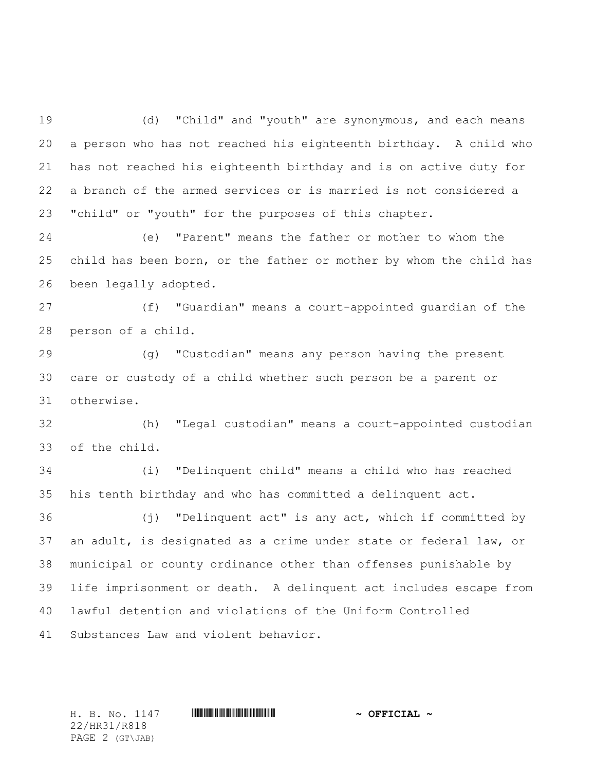(d) "Child" and "youth" are synonymous, and each means a person who has not reached his eighteenth birthday. A child who has not reached his eighteenth birthday and is on active duty for a branch of the armed services or is married is not considered a "child" or "youth" for the purposes of this chapter.

(e) "Parent" means the father or mother to whom the child has been born, or the father or mother by whom the child has been legally adopted.

(f) "Guardian" means a court-appointed guardian of the person of a child.

(g) "Custodian" means any person having the present care or custody of a child whether such person be a parent or otherwise.

(h) "Legal custodian" means a court-appointed custodian of the child.

(i) "Delinquent child" means a child who has reached his tenth birthday and who has committed a delinquent act.

(j) "Delinquent act" is any act, which if committed by an adult, is designated as a crime under state or federal law, or municipal or county ordinance other than offenses punishable by life imprisonment or death. A delinquent act includes escape from lawful detention and violations of the Uniform Controlled Substances Law and violent behavior.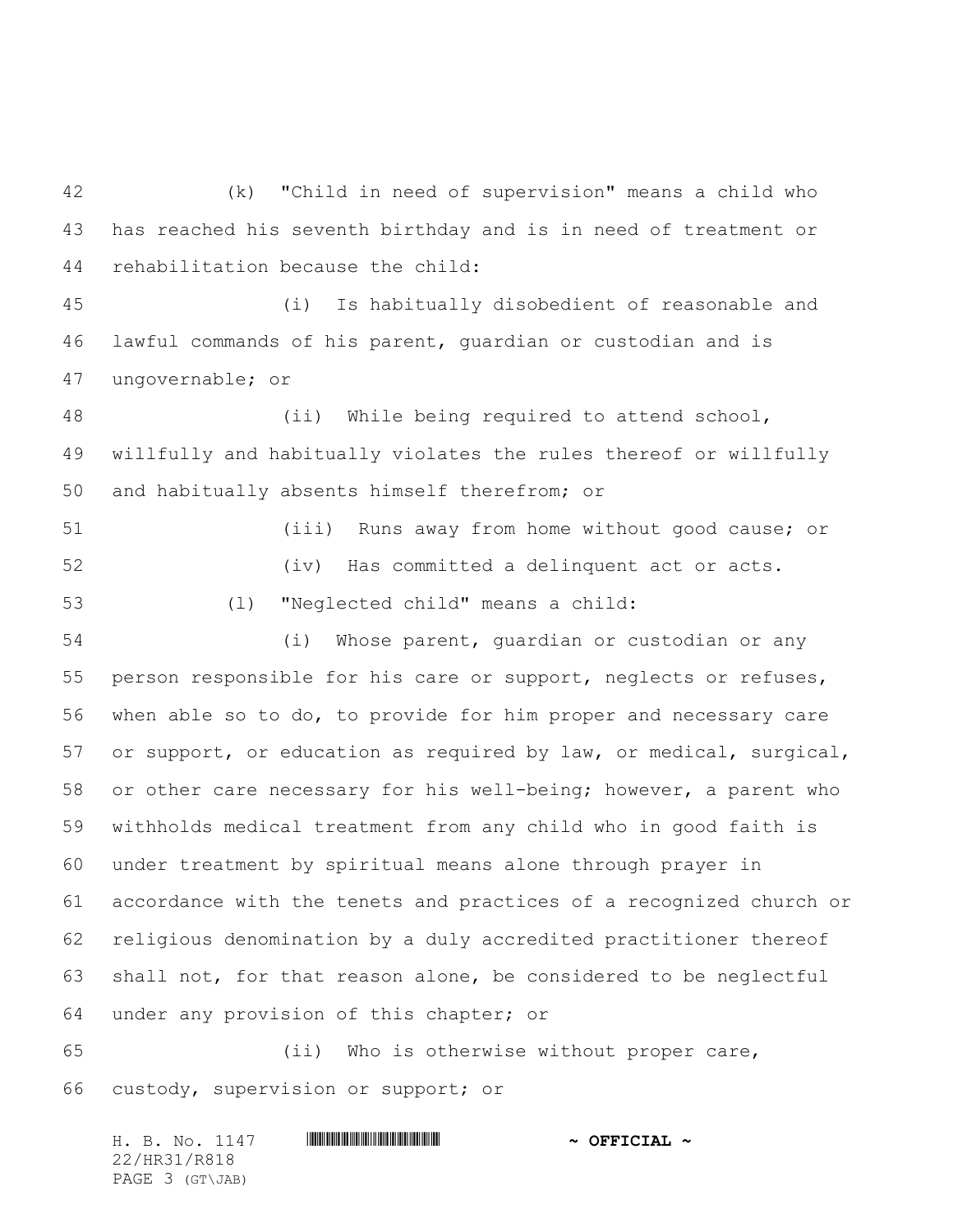(k) "Child in need of supervision" means a child who has reached his seventh birthday and is in need of treatment or rehabilitation because the child:

(i) Is habitually disobedient of reasonable and lawful commands of his parent, guardian or custodian and is ungovernable; or

(ii) While being required to attend school, willfully and habitually violates the rules thereof or willfully and habitually absents himself therefrom; or

(iii) Runs away from home without good cause; or

(iv) Has committed a delinquent act or acts.

(l) "Neglected child" means a child:

(i) Whose parent, guardian or custodian or any person responsible for his care or support, neglects or refuses, when able so to do, to provide for him proper and necessary care or support, or education as required by law, or medical, surgical, or other care necessary for his well-being; however, a parent who withholds medical treatment from any child who in good faith is under treatment by spiritual means alone through prayer in accordance with the tenets and practices of a recognized church or religious denomination by a duly accredited practitioner thereof shall not, for that reason alone, be considered to be neglectful under any provision of this chapter; or

(ii) Who is otherwise without proper care, custody, supervision or support; or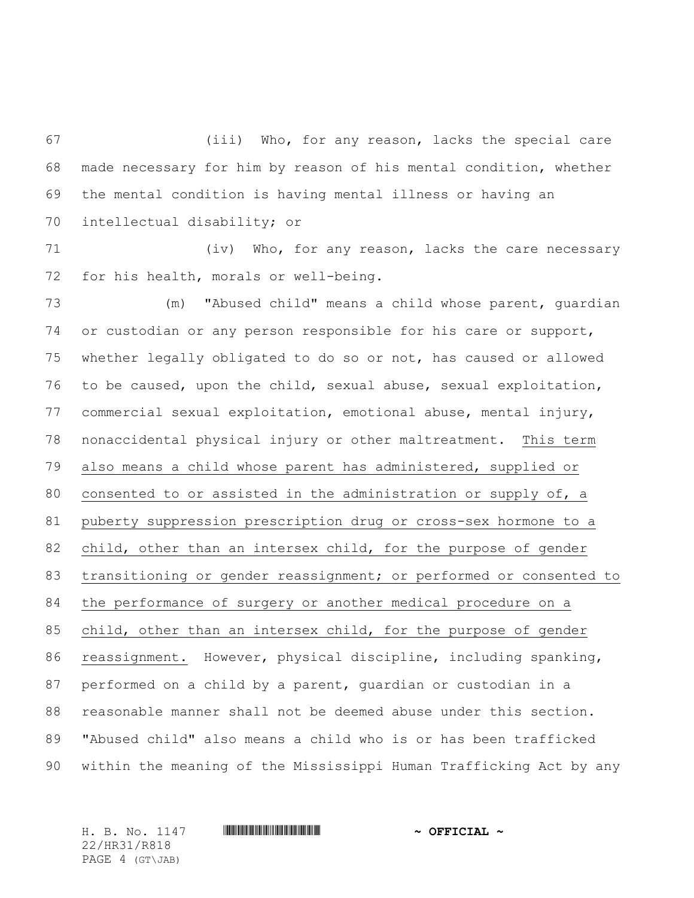(iii) Who, for any reason, lacks the special care made necessary for him by reason of his mental condition, whether the mental condition is having mental illness or having an intellectual disability; or

(iv) Who, for any reason, lacks the care necessary for his health, morals or well-being.

(m) "Abused child" means a child whose parent, guardian or custodian or any person responsible for his care or support, whether legally obligated to do so or not, has caused or allowed to be caused, upon the child, sexual abuse, sexual exploitation, commercial sexual exploitation, emotional abuse, mental injury, nonaccidental physical injury or other maltreatment. <u>This term also means a child whose parent has administered, supplied or consented to or assisted in the administration or supply of, a puberty suppression prescription drug or cross-sex hormone to a child, other than an intersex child, for the purpose of gender transitioning or gender reassignment; or performed or consented to the performance of surgery or another medical procedure on a child, other than an intersex child, for the purpose of gender reassignment.</u> However, physical discipline, including spanking, performed on a child by a parent, guardian or custodian in a reasonable manner shall not be deemed abuse under this section. "Abused child" also means a child who is or has been trafficked within the meaning of the Mississippi Human Trafficking Act by any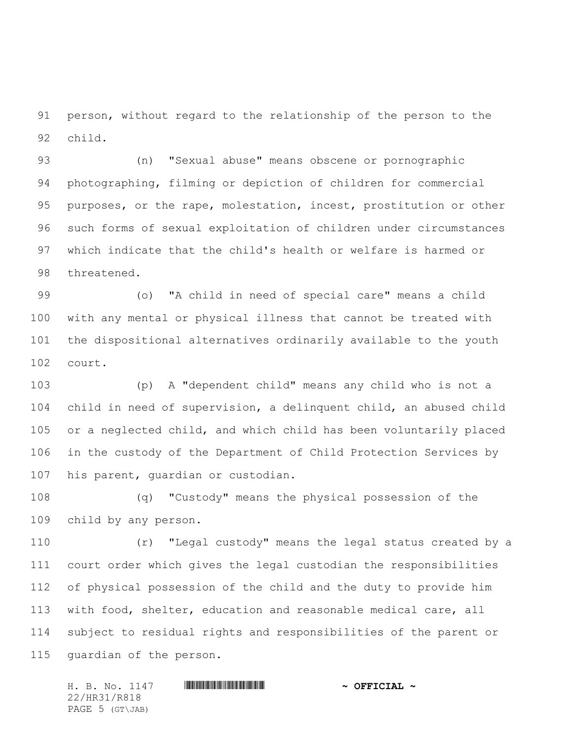person, without regard to the relationship of the person to the child.

(n) "Sexual abuse" means obscene or pornographic photographing, filming or depiction of children for commercial purposes, or the rape, molestation, incest, prostitution or other such forms of sexual exploitation of children under circumstances which indicate that the child's health or welfare is harmed or threatened.

(o) "A child in need of special care" means a child with any mental or physical illness that cannot be treated with the dispositional alternatives ordinarily available to the youth court.

(p) A "dependent child" means any child who is not a child in need of supervision, a delinquent child, an abused child or a neglected child, and which child has been voluntarily placed in the custody of the Department of Child Protection Services by his parent, guardian or custodian.

(q) "Custody" means the physical possession of the child by any person.

(r) "Legal custody" means the legal status created by a court order which gives the legal custodian the responsibilities of physical possession of the child and the duty to provide him with food, shelter, education and reasonable medical care, all subject to residual rights and responsibilities of the parent or guardian of the person.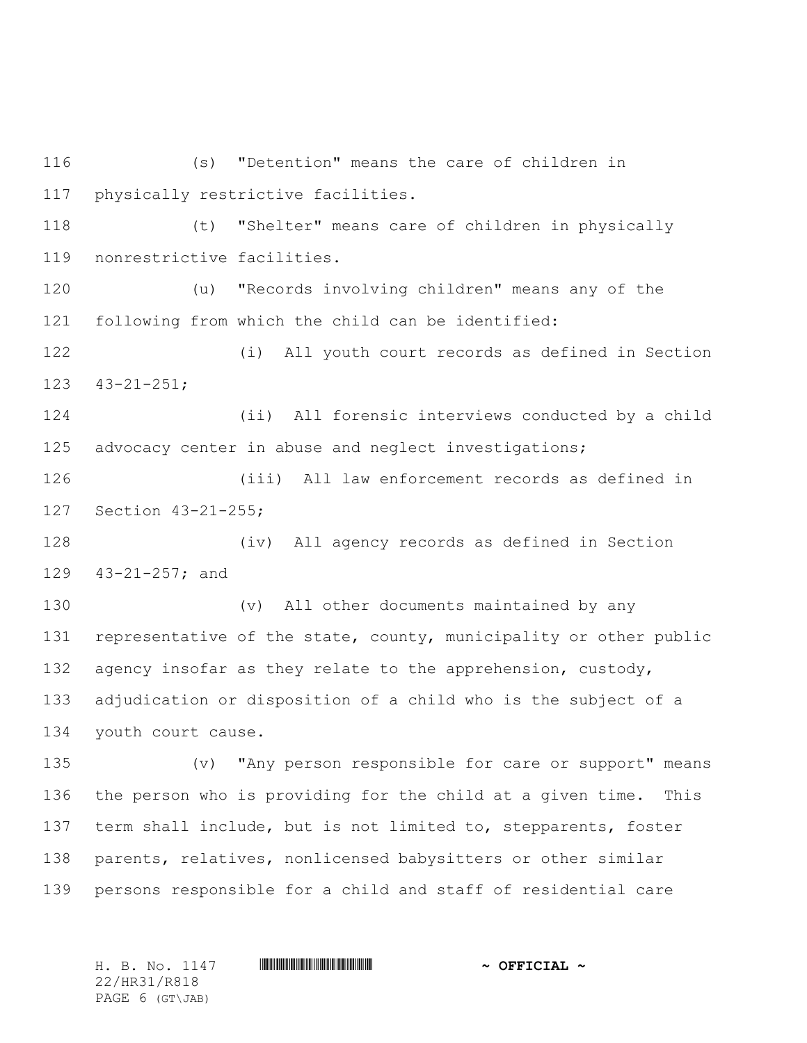(s) "Detention" means the care of children in physically restrictive facilities.

(t) "Shelter" means care of children in physically nonrestrictive facilities.

(u) "Records involving children" means any of the following from which the child can be identified:

(i) All youth court records as defined in Section 43-21-251;

(ii) All forensic interviews conducted by a child advocacy center in abuse and neglect investigations;

(iii) All law enforcement records as defined in Section 43-21-255;

(iv) All agency records as defined in Section 43-21-257; and

(v) All other documents maintained by any representative of the state, county, municipality or other public agency insofar as they relate to the apprehension, custody, adjudication or disposition of a child who is the subject of a youth court cause.

(v) "Any person responsible for care or support" means the person who is providing for the child at a given time. This term shall include, but is not limited to, stepparents, foster parents, relatives, nonlicensed babysitters or other similar persons responsible for a child and staff of residential care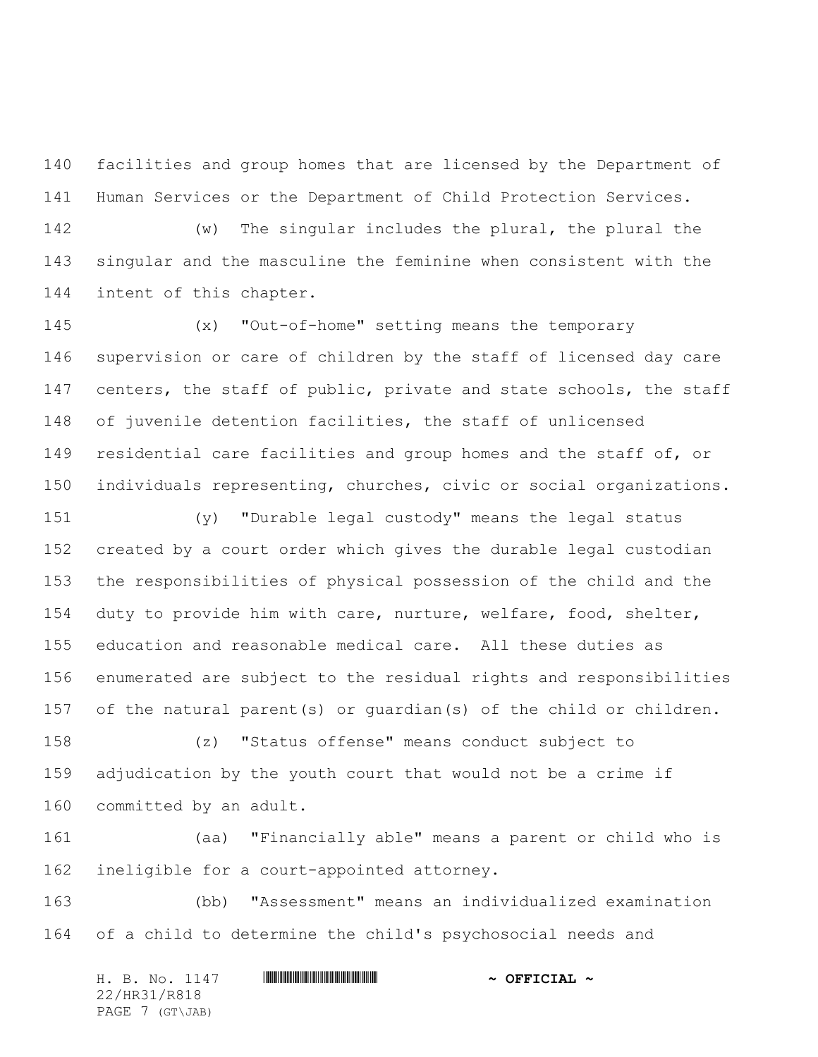facilities and group homes that are licensed by the Department of Human Services or the Department of Child Protection Services.

(w) The singular includes the plural, the plural the singular and the masculine the feminine when consistent with the intent of this chapter.

(x) "Out-of-home" setting means the temporary supervision or care of children by the staff of licensed day care centers, the staff of public, private and state schools, the staff of juvenile detention facilities, the staff of unlicensed residential care facilities and group homes and the staff of, or individuals representing, churches, civic or social organizations.

(y) "Durable legal custody" means the legal status created by a court order which gives the durable legal custodian the responsibilities of physical possession of the child and the duty to provide him with care, nurture, welfare, food, shelter, education and reasonable medical care. All these duties as enumerated are subject to the residual rights and responsibilities of the natural parent(s) or guardian(s) of the child or children.

(z) "Status offense" means conduct subject to adjudication by the youth court that would not be a crime if committed by an adult.

(aa) "Financially able" means a parent or child who is ineligible for a court-appointed attorney.

(bb) "Assessment" means an individualized examination of a child to determine the child's psychosocial needs and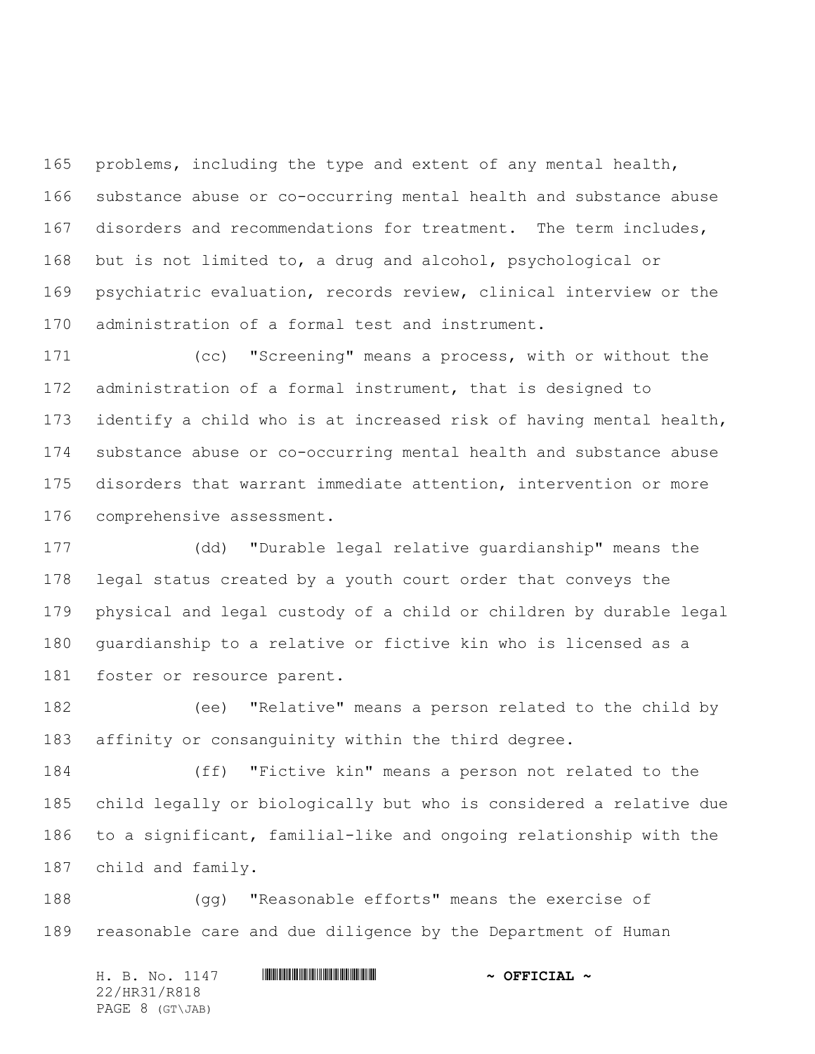problems, including the type and extent of any mental health, substance abuse or co-occurring mental health and substance abuse disorders and recommendations for treatment. The term includes, but is not limited to, a drug and alcohol, psychological or psychiatric evaluation, records review, clinical interview or the administration of a formal test and instrument.

(cc) "Screening" means a process, with or without the administration of a formal instrument, that is designed to identify a child who is at increased risk of having mental health, substance abuse or co-occurring mental health and substance abuse disorders that warrant immediate attention, intervention or more comprehensive assessment.

(dd) "Durable legal relative guardianship" means the legal status created by a youth court order that conveys the physical and legal custody of a child or children by durable legal guardianship to a relative or fictive kin who is licensed as a foster or resource parent.

(ee) "Relative" means a person related to the child by affinity or consanguinity within the third degree.

(ff) "Fictive kin" means a person not related to the child legally or biologically but who is considered a relative due to a significant, familial-like and ongoing relationship with the child and family.

(gg) "Reasonable efforts" means the exercise of reasonable care and due diligence by the Department of Human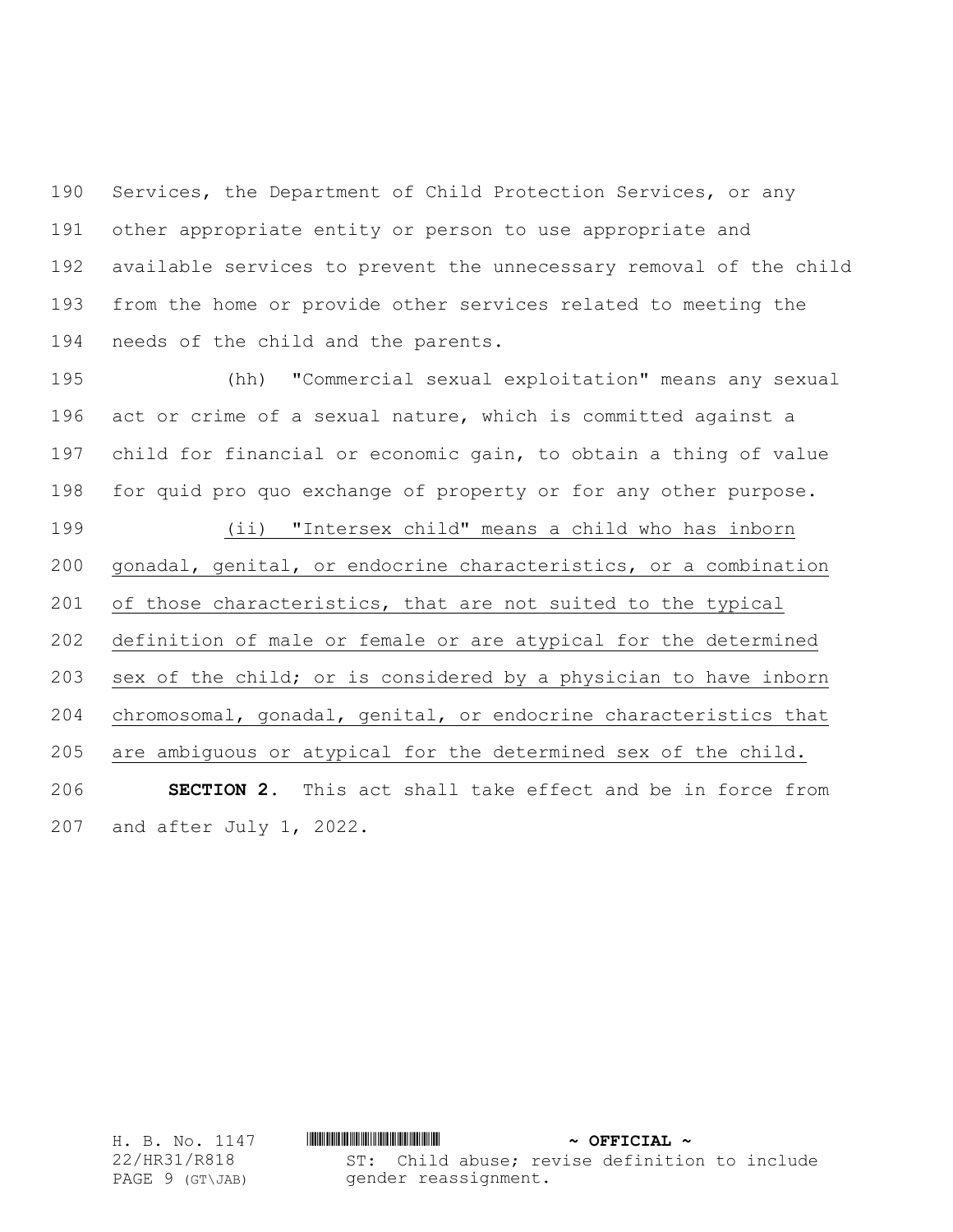Services, the Department of Child Protection Services, or any other appropriate entity or person to use appropriate and available services to prevent the unnecessary removal of the child from the home or provide other services related to meeting the needs of the child and the parents.

(hh) "Commercial sexual exploitation" means any sexual act or crime of a sexual nature, which is committed against a child for financial or economic gain, to obtain a thing of value for quid pro quo exchange of property or for any other purpose.

<u>(ii) "Intersex child" means a child who has inborn gonadal, genital, or endocrine characteristics, or a combination of those characteristics, that are not suited to the typical definition of male or female or are atypical for the determined sex of the child; or is considered by a physician to have inborn chromosomal, gonadal, genital, or endocrine characteristics that are ambiguous or atypical for the determined sex of the child.</u>

**SECTION 2.** This act shall take effect and be in force from and after July 1, 2022.